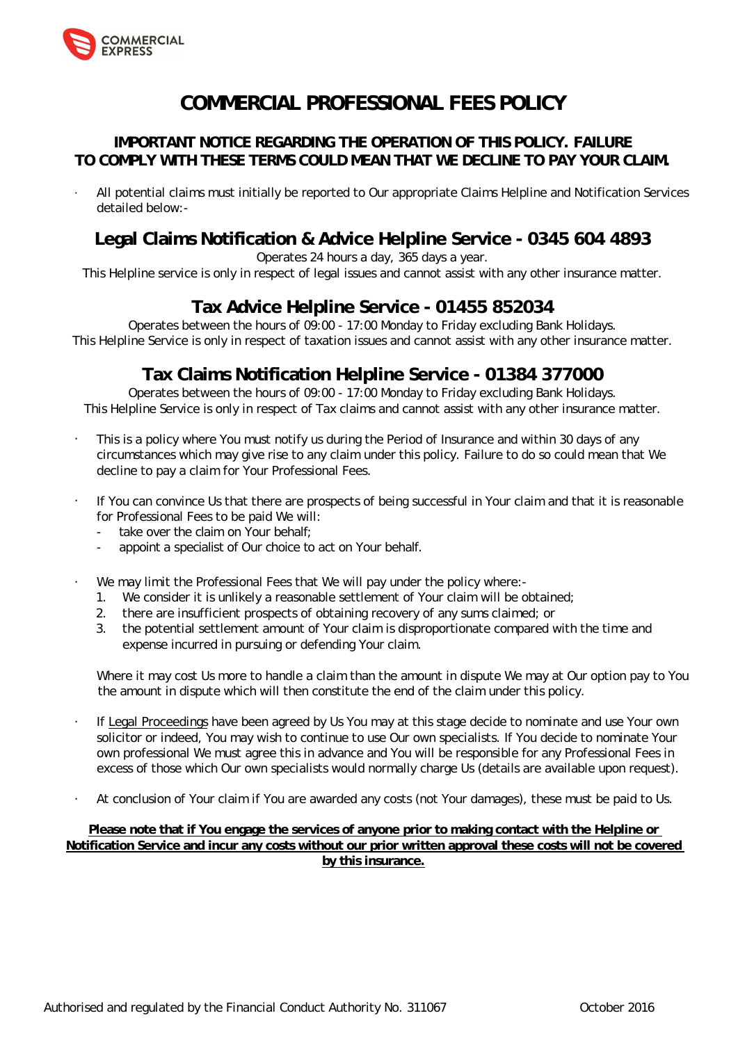# COMMERCIAL PROFESSIONAL FEES POLICY

## IMPORTANT NOTICE REGARDING THE OPERATION OF THIS POLICY. FAILURE TO COMPLY WITH THESE TERMS COULD MEAN THAT WE DECLINE TO PAY YOUR CLAIM.

- All potential claims must initially be reported to Our appropriate Claims Helpline and Notification Services detailed below:-

## Legal Claims Notification & Advice Helpline Service - 0345 604 4893

Operates 24 hours a day, 365 days a year.
This Helpline service is only in respect of legal issues and cannot assist with any other insurance matter.

## Tax Advice Helpline Service - 01455 852034

Operates between the hours of 09:00 - 17:00 Monday to Friday excluding Bank Holidays.
This Helpline Service is only in respect of taxation issues and cannot assist with any other insurance matter.

## Tax Claims Notification Helpline Service - 01384 377000

Operates between the hours of 09:00 - 17:00 Monday to Friday excluding Bank Holidays.
This Helpline Service is only in respect of Tax claims and cannot assist with any other insurance matter.

- This is a policy where You must notify us during the Period of Insurance and within 30 days of any circumstances which may give rise to any claim under this policy. Failure to do so could mean that We decline to pay a claim for Your Professional Fees.

- If You can convince Us that there are prospects of being successful in Your claim and that it is reasonable for Professional Fees to be paid We will:
  - take over the claim on Your behalf;
  - appoint a specialist of Our choice to act on Your behalf.

- We may limit the Professional Fees that We will pay under the policy where:-
  1. We consider it is unlikely a reasonable settlement of Your claim will be obtained;
  2. there are insufficient prospects of obtaining recovery of any sums claimed; or
  3. the potential settlement amount of Your claim is disproportionate compared with the time and expense incurred in pursuing or defending Your claim.

  Where it may cost Us more to handle a claim than the amount in dispute We may at Our option pay to You the amount in dispute which will then constitute the end of the claim under this policy.

- If Legal Proceedings have been agreed by Us You may at this stage decide to nominate and use Your own solicitor or indeed, You may wish to continue to use Our own specialists. If You decide to nominate Your own professional We must agree this in advance and You will be responsible for any Professional Fees in excess of those which Our own specialists would normally charge Us (details are available upon request).

- At conclusion of Your claim if You are awarded any costs (not Your damages), these must be paid to Us.

**Please note that if You engage the services of anyone prior to making contact with the Helpline or Notification Service and incur any costs without our prior written approval these costs will not be covered by this insurance.**

Authorised and regulated by the Financial Conduct Authority No. 311067 October 2016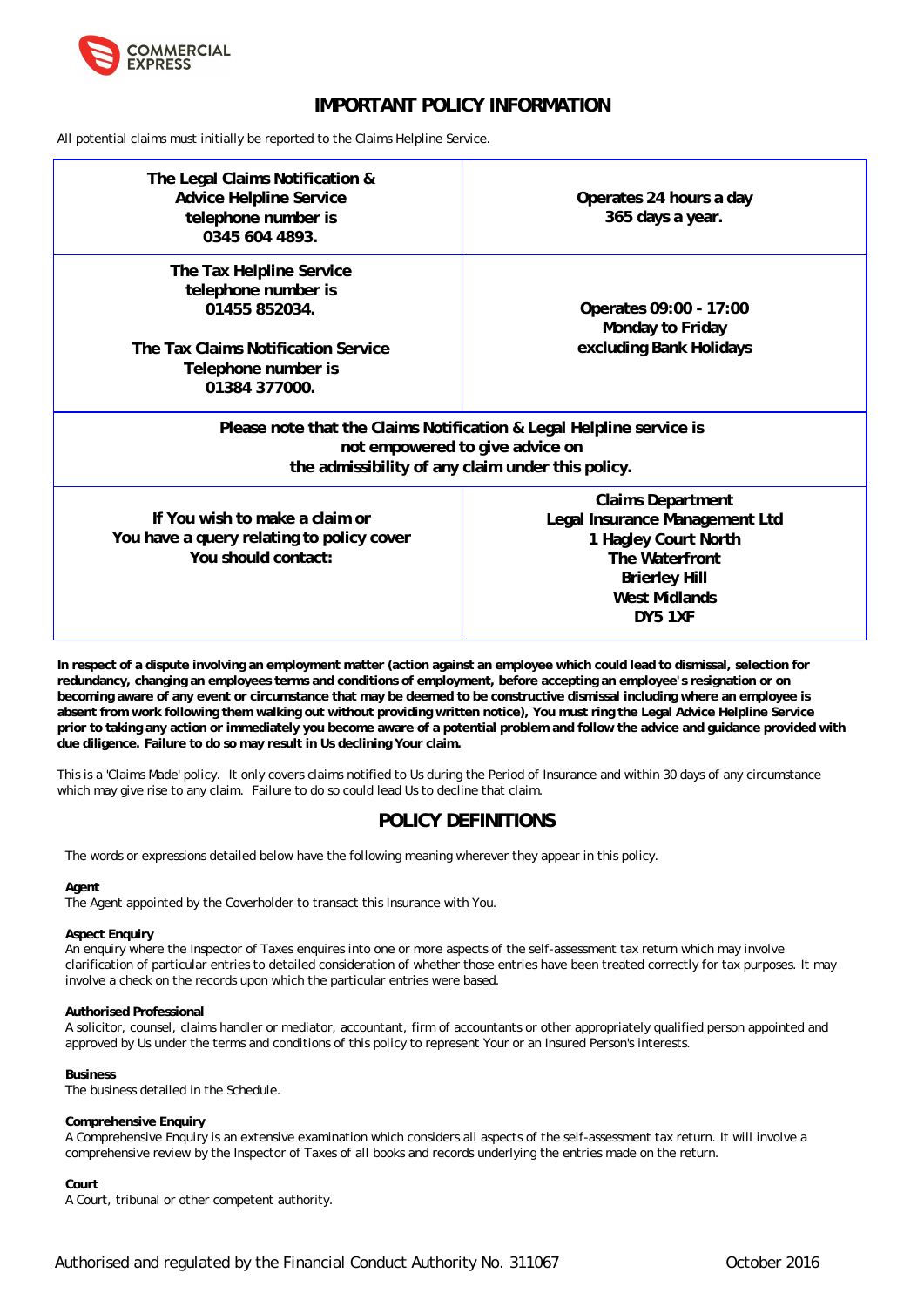# IMPORTANT POLICY INFORMATION

All potential claims must initially be reported to the Claims Helpline Service.

| | |
|---|---|
| **The Legal Claims Notification & Advice Helpline Service telephone number is 0345 604 4893.** | **Operates 24 hours a day 365 days a year.** |
| **The Tax Helpline Service telephone number is 01455 852034.**<br><br>**The Tax Claims Notification Service Telephone number is 01384 377000.** | **Operates 09:00 - 17:00 Monday to Friday excluding Bank Holidays** |
| **Please note that the Claims Notification & Legal Helpline service is not empowered to give advice on the admissibility of any claim under this policy.** | |
| **If You wish to make a claim or You have a query relating to policy cover You should contact:** | **Claims Department**<br>**Legal Insurance Management Ltd**<br>**1 Hagley Court North**<br>**The Waterfront**<br>**Brierley Hill**<br>**West Midlands**<br>**DY5 1XF** |

**In respect of a dispute involving an employment matter (action against an employee which could lead to dismissal, selection for redundancy, changing an employees terms and conditions of employment, before accepting an employee's resignation or on becoming aware of any event or circumstance that may be deemed to be constructive dismissal including where an employee is absent from work following them walking out without providing written notice), You must ring the Legal Advice Helpline Service prior to taking any action or immediately you become aware of a potential problem and follow the advice and guidance provided with due diligence. Failure to do so may result in Us declining Your claim.**

This is a 'Claims Made' policy. It only covers claims notified to Us during the Period of Insurance and within 30 days of any circumstance which may give rise to any claim. Failure to do so could lead Us to decline that claim.

# POLICY DEFINITIONS

The words or expressions detailed below have the following meaning wherever they appear in this policy.

**Agent**
The Agent appointed by the Coverholder to transact this Insurance with You.

**Aspect Enquiry**
An enquiry where the Inspector of Taxes enquires into one or more aspects of the self-assessment tax return which may involve clarification of particular entries to detailed consideration of whether those entries have been treated correctly for tax purposes. It may involve a check on the records upon which the particular entries were based.

**Authorised Professional**
A solicitor, counsel, claims handler or mediator, accountant, firm of accountants or other appropriately qualified person appointed and approved by Us under the terms and conditions of this policy to represent Your or an Insured Person's interests.

**Business**
The business detailed in the Schedule.

**Comprehensive Enquiry**
A Comprehensive Enquiry is an extensive examination which considers all aspects of the self-assessment tax return. It will involve a comprehensive review by the Inspector of Taxes of all books and records underlying the entries made on the return.

**Court**
A Court, tribunal or other competent authority.

Authorised and regulated by the Financial Conduct Authority No. 311067 October 2016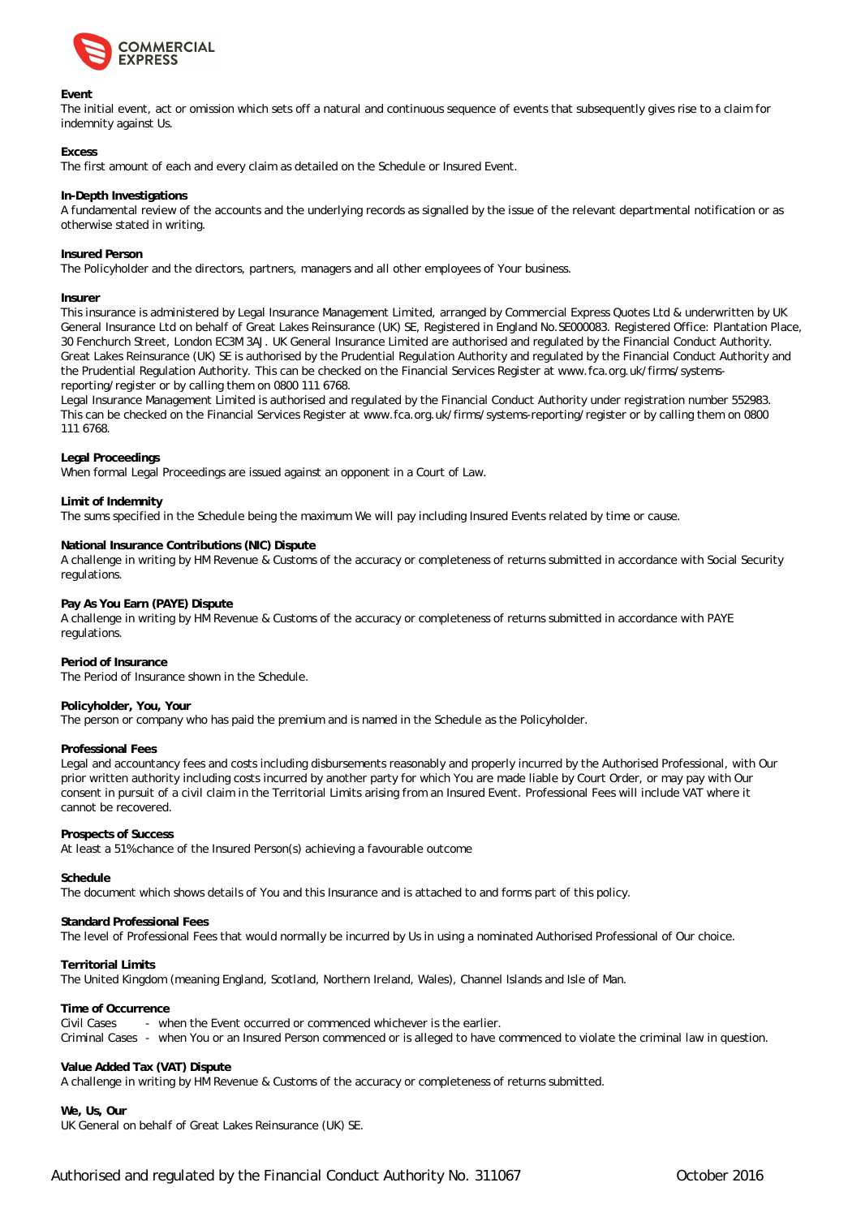**Event**
The initial event, act or omission which sets off a natural and continuous sequence of events that subsequently gives rise to a claim for indemnity against Us.

**Excess**
The first amount of each and every claim as detailed on the Schedule or Insured Event.

**In-Depth Investigations**
A fundamental review of the accounts and the underlying records as signalled by the issue of the relevant departmental notification or as otherwise stated in writing.

**Insured Person**
The Policyholder and the directors, partners, managers and all other employees of Your business.

**Insurer**
This insurance is administered by Legal Insurance Management Limited, arranged by Commercial Express Quotes Ltd & underwritten by UK General Insurance Ltd on behalf of Great Lakes Reinsurance (UK) SE, Registered in England No.SE000083. Registered Office: Plantation Place, 30 Fenchurch Street, London EC3M 3AJ. UK General Insurance Limited are authorised and regulated by the Financial Conduct Authority. Great Lakes Reinsurance (UK) SE is authorised by the Prudential Regulation Authority and regulated by the Financial Conduct Authority and the Prudential Regulation Authority. This can be checked on the Financial Services Register at www.fca.org.uk/firms/systems-reporting/register or by calling them on 0800 111 6768.
Legal Insurance Management Limited is authorised and regulated by the Financial Conduct Authority under registration number 552983. This can be checked on the Financial Services Register at www.fca.org.uk/firms/systems-reporting/register or by calling them on 0800 111 6768.

**Legal Proceedings**
When formal Legal Proceedings are issued against an opponent in a Court of Law.

**Limit of Indemnity**
The sums specified in the Schedule being the maximum We will pay including Insured Events related by time or cause.

**National Insurance Contributions (NIC) Dispute**
A challenge in writing by HM Revenue & Customs of the accuracy or completeness of returns submitted in accordance with Social Security regulations.

**Pay As You Earn (PAYE) Dispute**
A challenge in writing by HM Revenue & Customs of the accuracy or completeness of returns submitted in accordance with PAYE regulations.

**Period of Insurance**
The Period of Insurance shown in the Schedule.

**Policyholder, You, Your**
The person or company who has paid the premium and is named in the Schedule as the Policyholder.

**Professional Fees**
Legal and accountancy fees and costs including disbursements reasonably and properly incurred by the Authorised Professional, with Our prior written authority including costs incurred by another party for which You are made liable by Court Order, or may pay with Our consent in pursuit of a civil claim in the Territorial Limits arising from an Insured Event. Professional Fees will include VAT where it cannot be recovered.

**Prospects of Success**
At least a 51% chance of the Insured Person(s) achieving a favourable outcome

**Schedule**
The document which shows details of You and this Insurance and is attached to and forms part of this policy.

**Standard Professional Fees**
The level of Professional Fees that would normally be incurred by Us in using a nominated Authorised Professional of Our choice.

**Territorial Limits**
The United Kingdom (meaning England, Scotland, Northern Ireland, Wales), Channel Islands and Isle of Man.

**Time of Occurrence**
Civil Cases - when the Event occurred or commenced whichever is the earlier.
Criminal Cases - when You or an Insured Person commenced or is alleged to have commenced to violate the criminal law in question.

**Value Added Tax (VAT) Dispute**
A challenge in writing by HM Revenue & Customs of the accuracy or completeness of returns submitted.

**We, Us, Our**
UK General on behalf of Great Lakes Reinsurance (UK) SE.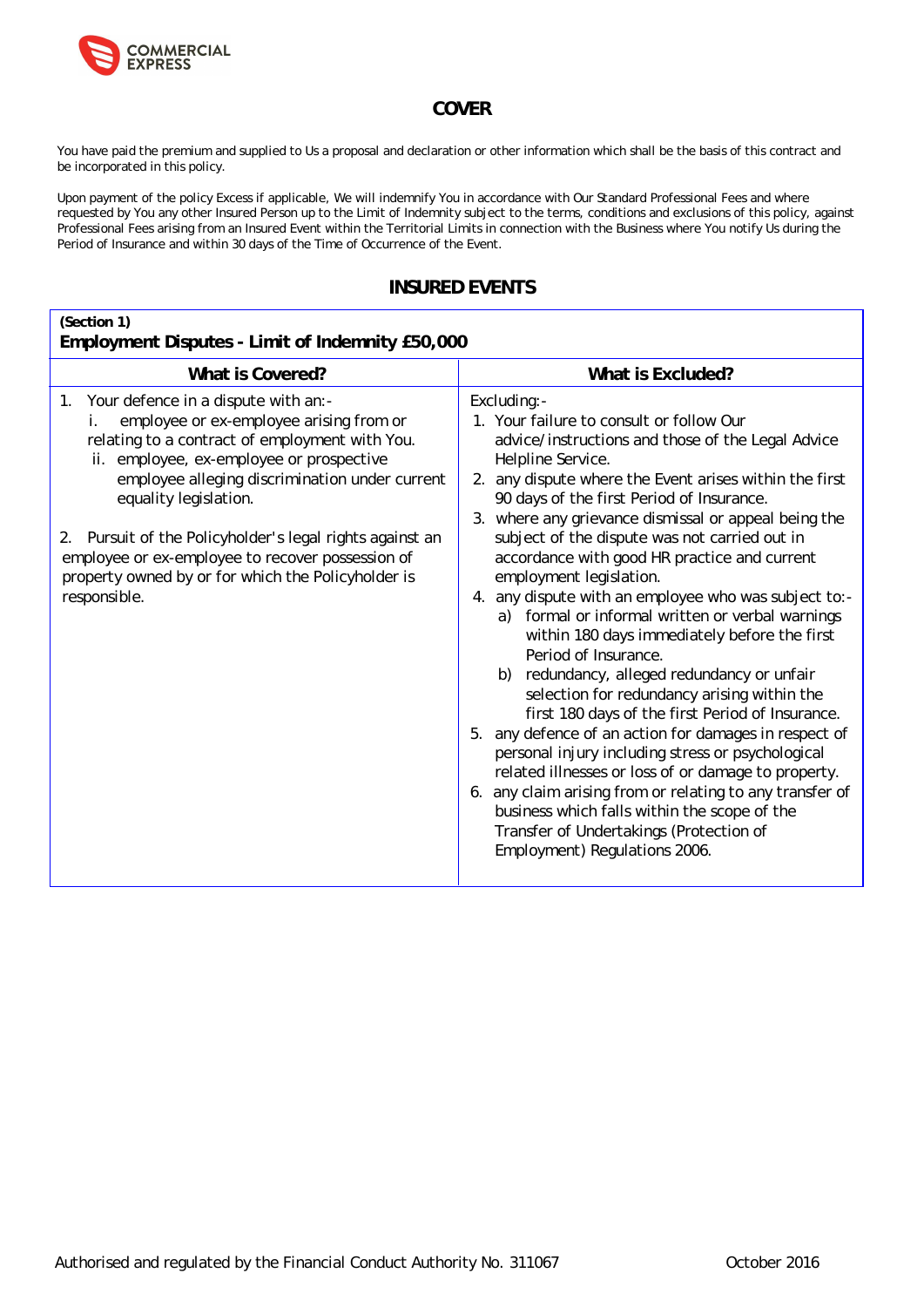## COVER

You have paid the premium and supplied to Us a proposal and declaration or other information which shall be the basis of this contract and be incorporated in this policy.

Upon payment of the policy Excess if applicable, We will indemnify You in accordance with Our Standard Professional Fees and where requested by You any other Insured Person up to the Limit of Indemnity subject to the terms, conditions and exclusions of this policy, against Professional Fees arising from an Insured Event within the Territorial Limits in connection with the Business where You notify Us during the Period of Insurance and within 30 days of the Time of Occurrence of the Event.

## INSURED EVENTS

**(Section 1)**
**Employment Disputes - Limit of Indemnity £50,000**

| What is Covered? | What is Excluded? |
|---|---|
| 1. Your defence in a dispute with an:-<br>i. employee or ex-employee arising from or relating to a contract of employment with You.<br>ii. employee, ex-employee or prospective employee alleging discrimination under current equality legislation.<br><br>2. Pursuit of the Policyholder's legal rights against an employee or ex-employee to recover possession of property owned by or for which the Policyholder is responsible. | Excluding:-<br>1. Your failure to consult or follow Our advice/instructions and those of the Legal Advice Helpline Service.<br>2. any dispute where the Event arises within the first 90 days of the first Period of Insurance.<br>3. where any grievance dismissal or appeal being the subject of the dispute was not carried out in accordance with good HR practice and current employment legislation.<br>4. any dispute with an employee who was subject to:-<br>a) formal or informal written or verbal warnings within 180 days immediately before the first Period of Insurance.<br>b) redundancy, alleged redundancy or unfair selection for redundancy arising within the first 180 days of the first Period of Insurance.<br>5. any defence of an action for damages in respect of personal injury including stress or psychological related illnesses or loss of or damage to property.<br>6. any claim arising from or relating to any transfer of business which falls within the scope of the Transfer of Undertakings (Protection of Employment) Regulations 2006. |

Authorised and regulated by the Financial Conduct Authority No. 311067 October 2016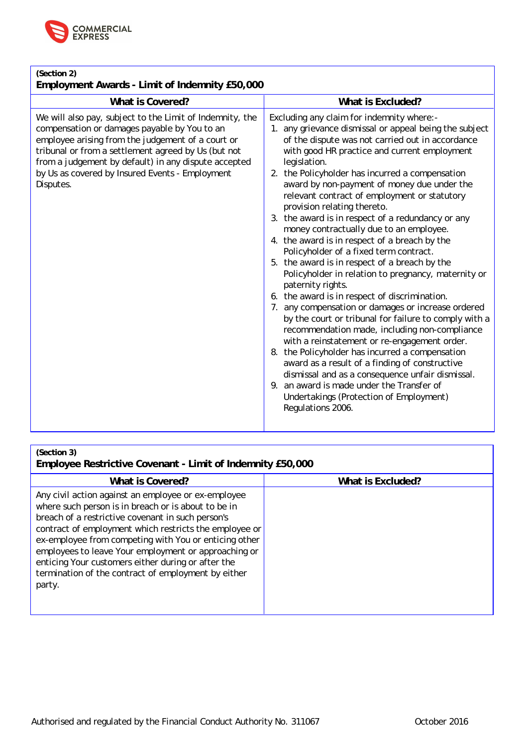**(Section 2)**
**Employment Awards - Limit of Indemnity £50,000**

| What is Covered? | What is Excluded? |
|---|---|
| We will also pay, subject to the Limit of Indemnity, the compensation or damages payable by You to an employee arising from the judgement of a court or tribunal or from a settlement agreed by Us (but not from a judgement by default) in any dispute accepted by Us as covered by Insured Events - Employment Disputes. | Excluding any claim for indemnity where:-<br>1. any grievance dismissal or appeal being the subject of the dispute was not carried out in accordance with good HR practice and current employment legislation.<br>2. the Policyholder has incurred a compensation award by non-payment of money due under the relevant contract of employment or statutory provision relating thereto.<br>3. the award is in respect of a redundancy or any money contractually due to an employee.<br>4. the award is in respect of a breach by the Policyholder of a fixed term contract.<br>5. the award is in respect of a breach by the Policyholder in relation to pregnancy, maternity or paternity rights.<br>6. the award is in respect of discrimination.<br>7. any compensation or damages or increase ordered by the court or tribunal for failure to comply with a recommendation made, including non-compliance with a reinstatement or re-engagement order.<br>8. the Policyholder has incurred a compensation award as a result of a finding of constructive dismissal and as a consequence unfair dismissal.<br>9. an award is made under the Transfer of Undertakings (Protection of Employment) Regulations 2006. |

**(Section 3)**
**Employee Restrictive Covenant - Limit of Indemnity £50,000**

| What is Covered? | What is Excluded? |
|---|---|
| Any civil action against an employee or ex-employee where such person is in breach or is about to be in breach of a restrictive covenant in such person's contract of employment which restricts the employee or ex-employee from competing with You or enticing other employees to leave Your employment or approaching or enticing Your customers either during or after the termination of the contract of employment by either party. | |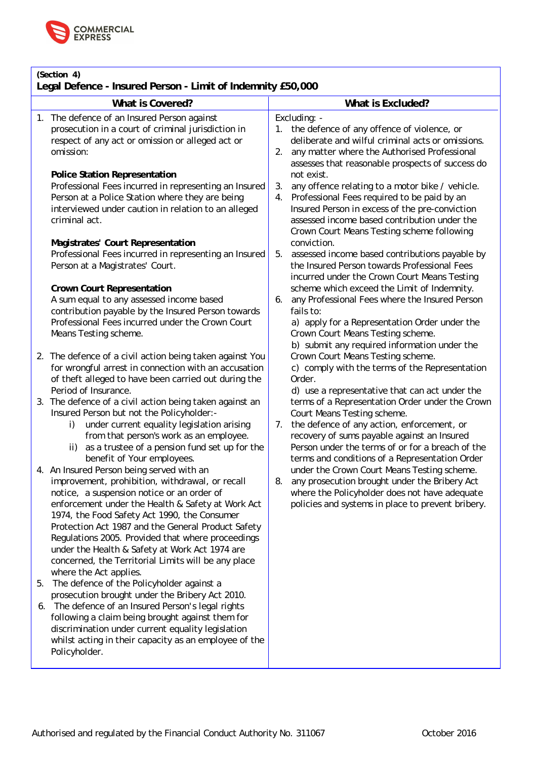**(Section 4)**
**Legal Defence - Insured Person - Limit of Indemnity £50,000**

| What is Covered? | What is Excluded? |
|---|---|
| 1. The defence of an Insured Person against prosecution in a court of criminal jurisdiction in respect of any act or omission or alleged act or omission:<br><br>**Police Station Representation**<br>Professional Fees incurred in representing an Insured Person at a Police Station where they are being interviewed under caution in relation to an alleged criminal act.<br><br>**Magistrates' Court Representation**<br>Professional Fees incurred in representing an Insured Person at a Magistrates' Court.<br><br>**Crown Court Representation**<br>A sum equal to any assessed income based contribution payable by the Insured Person towards Professional Fees incurred under the Crown Court Means Testing scheme.<br><br>2. The defence of a civil action being taken against You for wrongful arrest in connection with an accusation of theft alleged to have been carried out during the Period of Insurance.<br>3. The defence of a civil action being taken against an Insured Person but not the Policyholder:-<br>i) under current equality legislation arising from that person's work as an employee.<br>ii) as a trustee of a pension fund set up for the benefit of Your employees.<br>4. An Insured Person being served with an improvement, prohibition, withdrawal, or recall notice, a suspension notice or an order of enforcement under the Health & Safety at Work Act 1974, the Food Safety Act 1990, the Consumer Protection Act 1987 and the General Product Safety Regulations 2005. Provided that where proceedings under the Health & Safety at Work Act 1974 are concerned, the Territorial Limits will be any place where the Act applies.<br>5. The defence of the Policyholder against a prosecution brought under the Bribery Act 2010.<br>6. The defence of an Insured Person's legal rights following a claim being brought against them for discrimination under current equality legislation whilst acting in their capacity as an employee of the Policyholder. | Excluding: -<br>1. the defence of any offence of violence, or deliberate and wilful criminal acts or omissions.<br>2. any matter where the Authorised Professional assesses that reasonable prospects of success do not exist.<br>3. any offence relating to a motor bike / vehicle.<br>4. Professional Fees required to be paid by an Insured Person in excess of the pre-conviction assessed income based contribution under the Crown Court Means Testing scheme following conviction.<br>5. assessed income based contributions payable by the Insured Person towards Professional Fees incurred under the Crown Court Means Testing scheme which exceed the Limit of Indemnity.<br>6. any Professional Fees where the Insured Person fails to:<br>a) apply for a Representation Order under the Crown Court Means Testing scheme.<br>b) submit any required information under the Crown Court Means Testing scheme.<br>c) comply with the terms of the Representation Order.<br>d) use a representative that can act under the terms of a Representation Order under the Crown Court Means Testing scheme.<br>7. the defence of any action, enforcement, or recovery of sums payable against an Insured Person under the terms of or for a breach of the terms and conditions of a Representation Order under the Crown Court Means Testing scheme.<br>8. any prosecution brought under the Bribery Act where the Policyholder does not have adequate policies and systems in place to prevent bribery. |

Authorised and regulated by the Financial Conduct Authority No. 311067 October 2016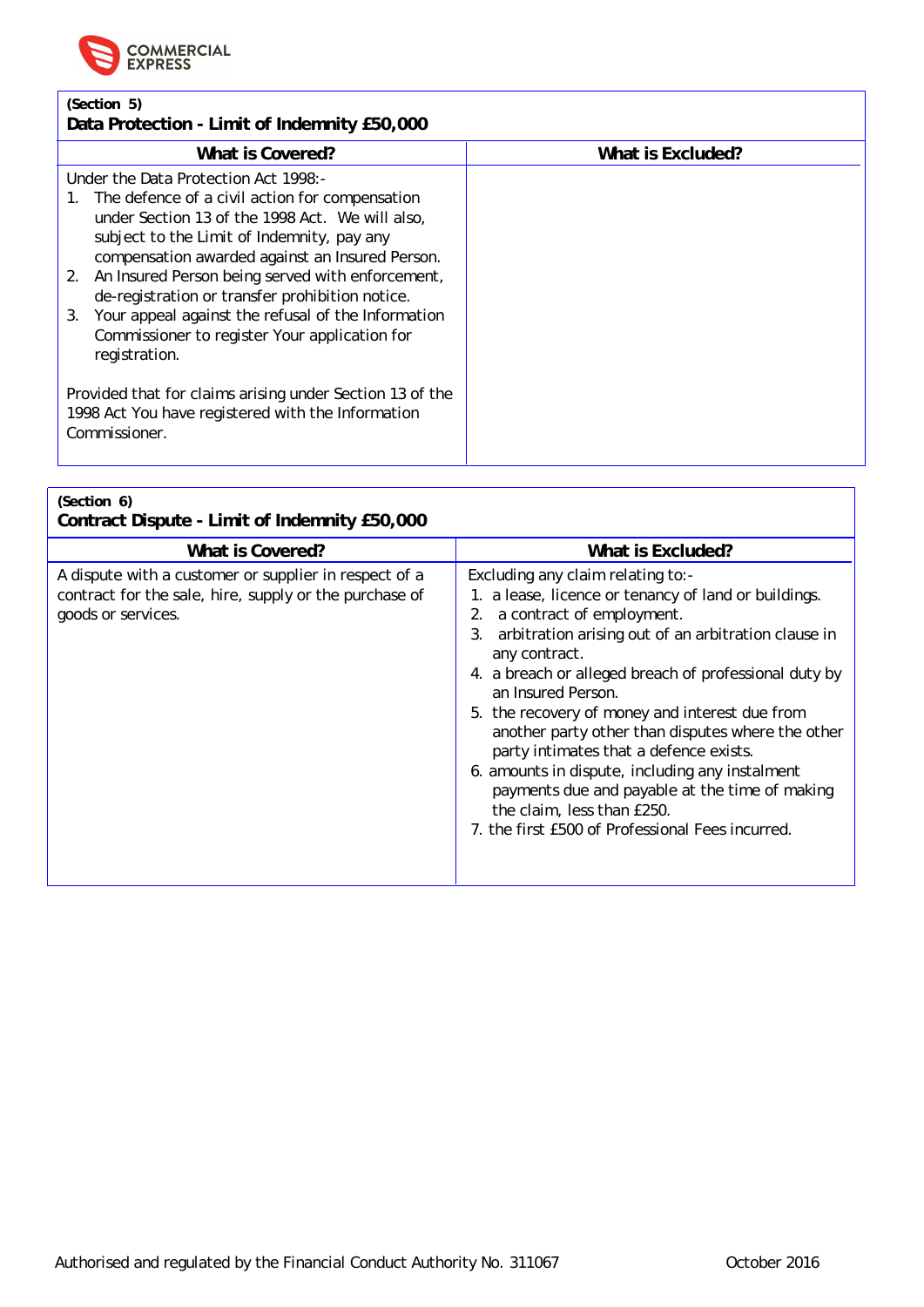| (Section 5)<br>**Data Protection - Limit of Indemnity £50,000** | |
|---|---|
| **What is Covered?** | **What is Excluded?** |
| Under the Data Protection Act 1998:-<br>1. The defence of a civil action for compensation under Section 13 of the 1998 Act. We will also, subject to the Limit of Indemnity, pay any compensation awarded against an Insured Person.<br>2. An Insured Person being served with enforcement, de-registration or transfer prohibition notice.<br>3. Your appeal against the refusal of the Information Commissioner to register Your application for registration.<br><br>Provided that for claims arising under Section 13 of the 1998 Act You have registered with the Information Commissioner. | |

| (Section 6)<br>**Contract Dispute - Limit of Indemnity £50,000** | |
|---|---|
| **What is Covered?** | **What is Excluded?** |
| A dispute with a customer or supplier in respect of a contract for the sale, hire, supply or the purchase of goods or services. | Excluding any claim relating to:-<br>1. a lease, licence or tenancy of land or buildings.<br>2. a contract of employment.<br>3. arbitration arising out of an arbitration clause in any contract.<br>4. a breach or alleged breach of professional duty by an Insured Person.<br>5. the recovery of money and interest due from another party other than disputes where the other party intimates that a defence exists.<br>6. amounts in dispute, including any instalment payments due and payable at the time of making the claim, less than £250.<br>7. the first £500 of Professional Fees incurred. |

Authorised and regulated by the Financial Conduct Authority No. 311067 October 2016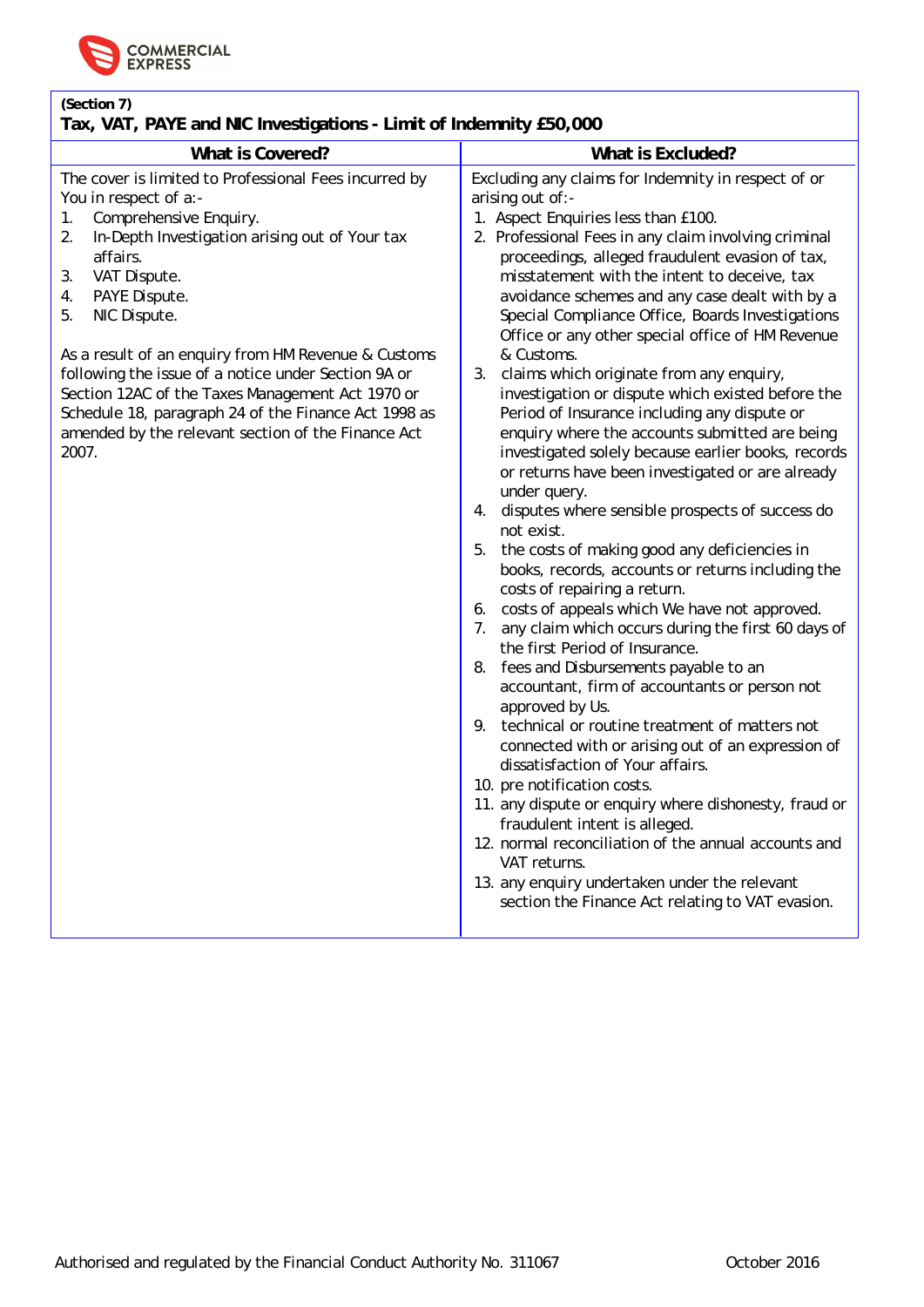**(Section 7)**

**Tax, VAT, PAYE and NIC Investigations - Limit of Indemnity £50,000**

| What is Covered? | What is Excluded? |
|---|---|
| The cover is limited to Professional Fees incurred by You in respect of a:-<br>1. Comprehensive Enquiry.<br>2. In-Depth Investigation arising out of Your tax affairs.<br>3. VAT Dispute.<br>4. PAYE Dispute.<br>5. NIC Dispute.<br><br>As a result of an enquiry from HM Revenue & Customs following the issue of a notice under Section 9A or Section 12AC of the Taxes Management Act 1970 or Schedule 18, paragraph 24 of the Finance Act 1998 as amended by the relevant section of the Finance Act 2007. | Excluding any claims for Indemnity in respect of or arising out of:-<br>1. Aspect Enquiries less than £100.<br>2. Professional Fees in any claim involving criminal proceedings, alleged fraudulent evasion of tax, misstatement with the intent to deceive, tax avoidance schemes and any case dealt with by a Special Compliance Office, Boards Investigations Office or any other special office of HM Revenue & Customs.<br>3. claims which originate from any enquiry, investigation or dispute which existed before the Period of Insurance including any dispute or enquiry where the accounts submitted are being investigated solely because earlier books, records or returns have been investigated or are already under query.<br>4. disputes where sensible prospects of success do not exist.<br>5. the costs of making good any deficiencies in books, records, accounts or returns including the costs of repairing a return.<br>6. costs of appeals which We have not approved.<br>7. any claim which occurs during the first 60 days of the first Period of Insurance.<br>8. fees and Disbursements payable to an accountant, firm of accountants or person not approved by Us.<br>9. technical or routine treatment of matters not connected with or arising out of an expression of dissatisfaction of Your affairs.<br>10. pre notification costs.<br>11. any dispute or enquiry where dishonesty, fraud or fraudulent intent is alleged.<br>12. normal reconciliation of the annual accounts and VAT returns.<br>13. any enquiry undertaken under the relevant section the Finance Act relating to VAT evasion. |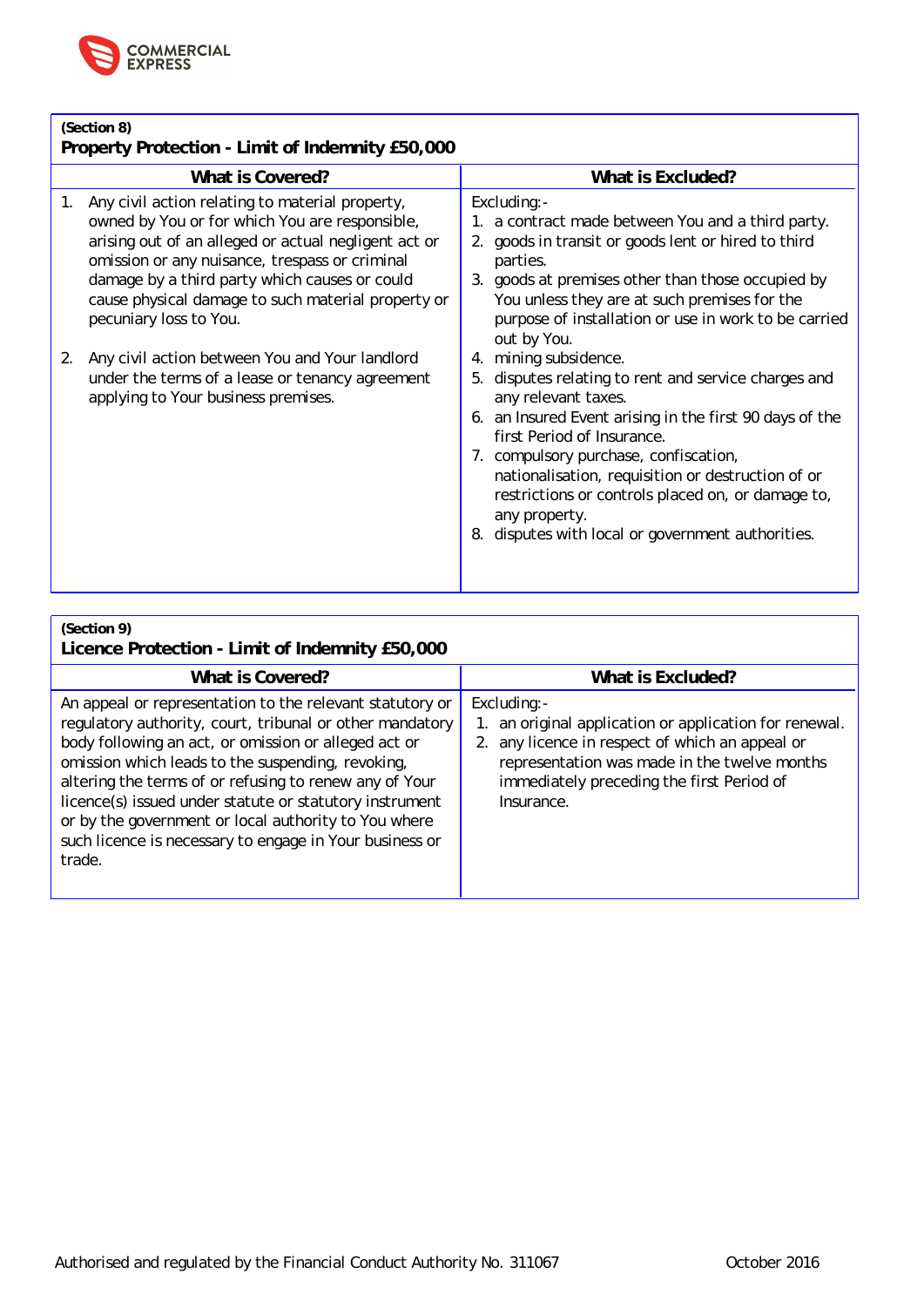## (Section 8)

## Property Protection - Limit of Indemnity £50,000

| What is Covered? | What is Excluded? |
|---|---|
| 1. Any civil action relating to material property, owned by You or for which You are responsible, arising out of an alleged or actual negligent act or omission or any nuisance, trespass or criminal damage by a third party which causes or could cause physical damage to such material property or pecuniary loss to You.<br><br>2. Any civil action between You and Your landlord under the terms of a lease or tenancy agreement applying to Your business premises. | Excluding:-<br>1. a contract made between You and a third party.<br>2. goods in transit or goods lent or hired to third parties.<br>3. goods at premises other than those occupied by You unless they are at such premises for the purpose of installation or use in work to be carried out by You.<br>4. mining subsidence.<br>5. disputes relating to rent and service charges and any relevant taxes.<br>6. an Insured Event arising in the first 90 days of the first Period of Insurance.<br>7. compulsory purchase, confiscation, nationalisation, requisition or destruction of or restrictions or controls placed on, or damage to, any property.<br>8. disputes with local or government authorities. |

## (Section 9)

## Licence Protection - Limit of Indemnity £50,000

| What is Covered? | What is Excluded? |
|---|---|
| An appeal or representation to the relevant statutory or regulatory authority, court, tribunal or other mandatory body following an act, or omission or alleged act or omission which leads to the suspending, revoking, altering the terms of or refusing to renew any of Your licence(s) issued under statute or statutory instrument or by the government or local authority to You where such licence is necessary to engage in Your business or trade. | Excluding:-<br>1. an original application or application for renewal.<br>2. any licence in respect of which an appeal or representation was made in the twelve months immediately preceding the first Period of Insurance. |

Authorised and regulated by the Financial Conduct Authority No. 311067 October 2016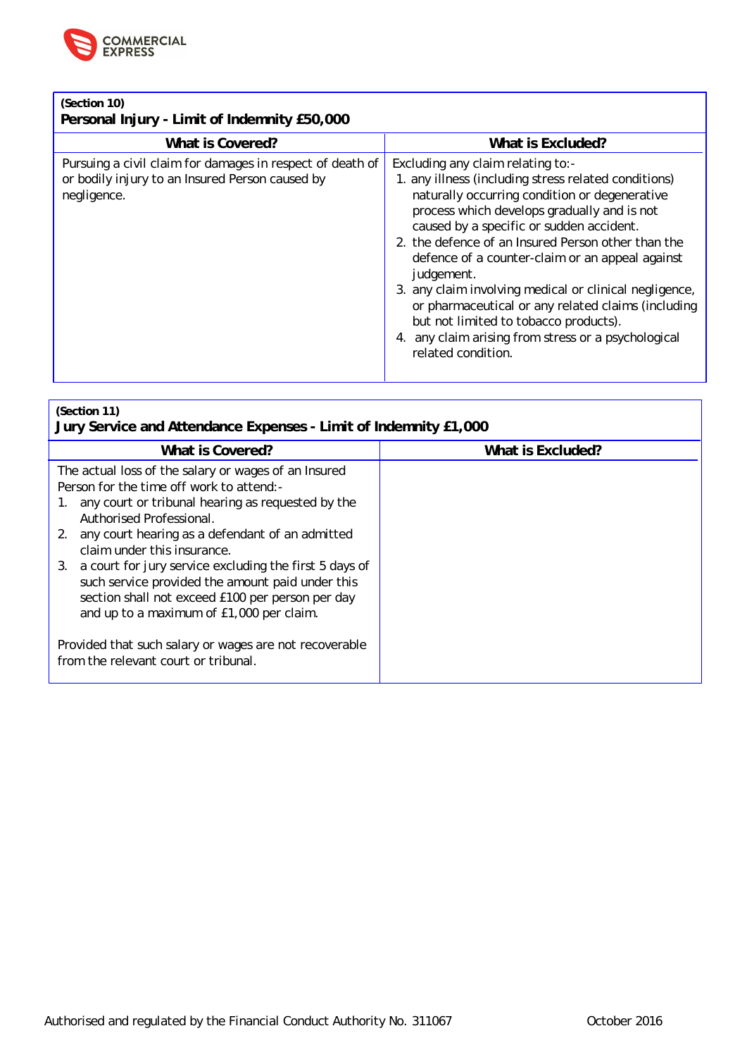**(Section 10)**
**Personal Injury - Limit of Indemnity £50,000**

| What is Covered? | What is Excluded? |
|---|---|
| Pursuing a civil claim for damages in respect of death of or bodily injury to an Insured Person caused by negligence. | Excluding any claim relating to:-<br>1. any illness (including stress related conditions) naturally occurring condition or degenerative process which develops gradually and is not caused by a specific or sudden accident.<br>2. the defence of an Insured Person other than the defence of a counter-claim or an appeal against judgement.<br>3. any claim involving medical or clinical negligence, or pharmaceutical or any related claims (including but not limited to tobacco products).<br>4. any claim arising from stress or a psychological related condition. |

**(Section 11)**
**Jury Service and Attendance Expenses - Limit of Indemnity £1,000**

| What is Covered? | What is Excluded? |
|---|---|
| The actual loss of the salary or wages of an Insured Person for the time off work to attend:-<br>1. any court or tribunal hearing as requested by the Authorised Professional.<br>2. any court hearing as a defendant of an admitted claim under this insurance.<br>3. a court for jury service excluding the first 5 days of such service provided the amount paid under this section shall not exceed £100 per person per day and up to a maximum of £1,000 per claim.<br><br>Provided that such salary or wages are not recoverable from the relevant court or tribunal. | |

Authorised and regulated by the Financial Conduct Authority No. 311067 October 2016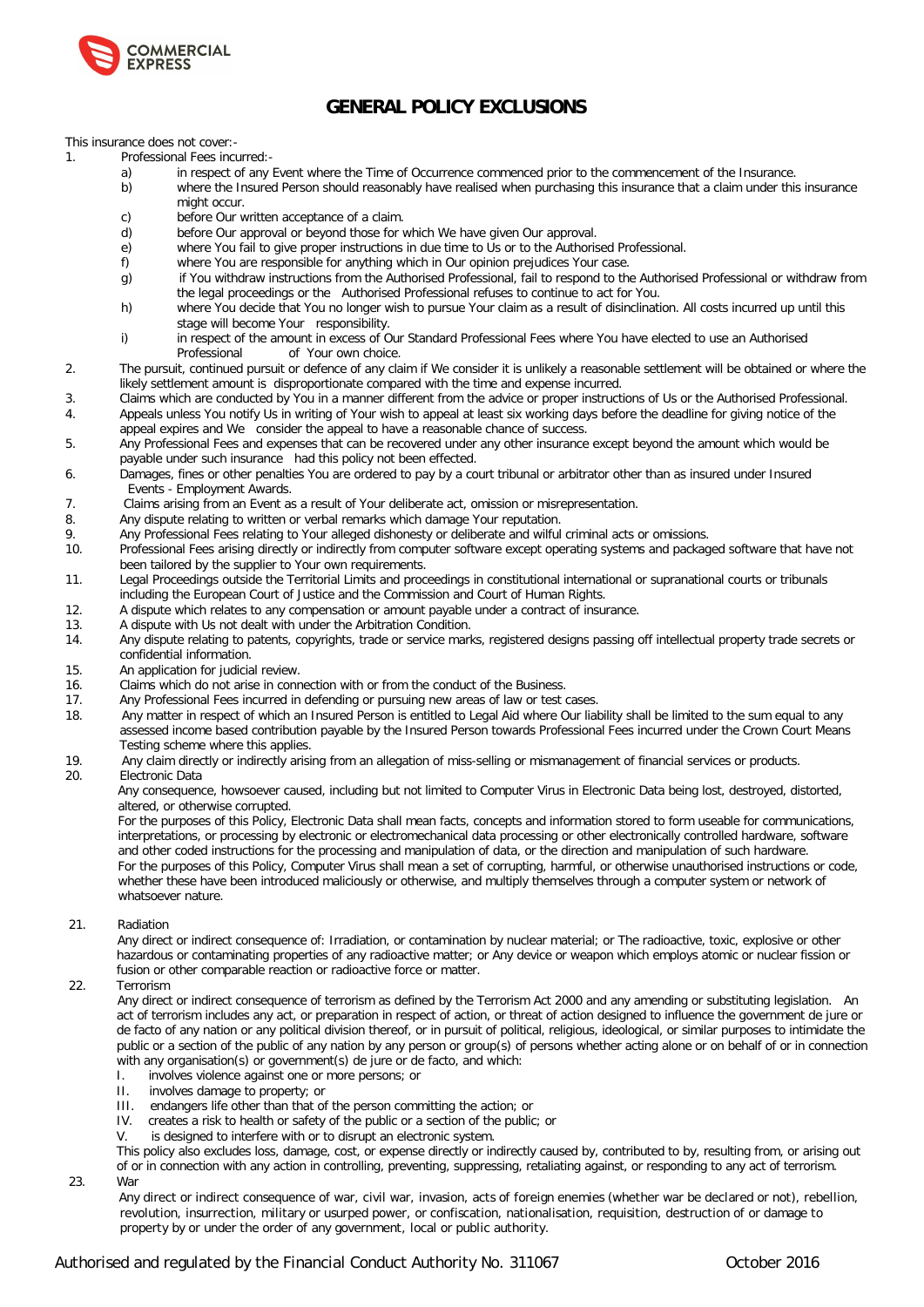# GENERAL POLICY EXCLUSIONS

This insurance does not cover:-

1. Professional Fees incurred:-
   a) in respect of any Event where the Time of Occurrence commenced prior to the commencement of the Insurance.
   b) where the Insured Person should reasonably have realised when purchasing this insurance that a claim under this insurance might occur.
   c) before Our written acceptance of a claim.
   d) before Our approval or beyond those for which We have given Our approval.
   e) where You fail to give proper instructions in due time to Us or to the Authorised Professional.
   f) where You are responsible for anything which in Our opinion prejudices Your case.
   g) if You withdraw instructions from the Authorised Professional, fail to respond to the Authorised Professional or withdraw from the legal proceedings or the Authorised Professional refuses to continue to act for You.
   h) where You decide that You no longer wish to pursue Your claim as a result of disinclination. All costs incurred up until this stage will become Your responsibility.
   i) in respect of the amount in excess of Our Standard Professional Fees where You have elected to use an Authorised Professional of Your own choice.
2. The pursuit, continued pursuit or defence of any claim if We consider it is unlikely a reasonable settlement will be obtained or where the likely settlement amount is disproportionate compared with the time and expense incurred.
3. Claims which are conducted by You in a manner different from the advice or proper instructions of Us or the Authorised Professional.
4. Appeals unless You notify Us in writing of Your wish to appeal at least six working days before the deadline for giving notice of the appeal expires and We consider the appeal to have a reasonable chance of success.
5. Any Professional Fees and expenses that can be recovered under any other insurance except beyond the amount which would be payable under such insurance had this policy not been effected.
6. Damages, fines or other penalties You are ordered to pay by a court tribunal or arbitrator other than as insured under Insured Events - Employment Awards.
7. Claims arising from an Event as a result of Your deliberate act, omission or misrepresentation.
8. Any dispute relating to written or verbal remarks which damage Your reputation.
9. Any Professional Fees relating to Your alleged dishonesty or deliberate and wilful criminal acts or omissions.
10. Professional Fees arising directly or indirectly from computer software except operating systems and packaged software that have not been tailored by the supplier to Your own requirements.
11. Legal Proceedings outside the Territorial Limits and proceedings in constitutional international or supranational courts or tribunals including the European Court of Justice and the Commission and Court of Human Rights.
12. A dispute which relates to any compensation or amount payable under a contract of insurance.
13. A dispute with Us not dealt with under the Arbitration Condition.
14. Any dispute relating to patents, copyrights, trade or service marks, registered designs passing off intellectual property trade secrets or confidential information.
15. An application for judicial review.
16. Claims which do not arise in connection with or from the conduct of the Business.
17. Any Professional Fees incurred in defending or pursuing new areas of law or test cases.
18. Any matter in respect of which an Insured Person is entitled to Legal Aid where Our liability shall be limited to the sum equal to any assessed income based contribution payable by the Insured Person towards Professional Fees incurred under the Crown Court Means Testing scheme where this applies.
19. Any claim directly or indirectly arising from an allegation of miss-selling or mismanagement of financial services or products.
20. Electronic Data

    Any consequence, howsoever caused, including but not limited to Computer Virus in Electronic Data being lost, destroyed, distorted, altered, or otherwise corrupted.

    For the purposes of this Policy, Electronic Data shall mean facts, concepts and information stored to form useable for communications, interpretations, or processing by electronic or electromechanical data processing or other electronically controlled hardware, software and other coded instructions for the processing and manipulation of data, or the direction and manipulation of such hardware.

    For the purposes of this Policy, Computer Virus shall mean a set of corrupting, harmful, or otherwise unauthorised instructions or code, whether these have been introduced maliciously or otherwise, and multiply themselves through a computer system or network of whatsoever nature.
21. Radiation

    Any direct or indirect consequence of: Irradiation, or contamination by nuclear material; or The radioactive, toxic, explosive or other hazardous or contaminating properties of any radioactive matter; or Any device or weapon which employs atomic or nuclear fission or fusion or other comparable reaction or radioactive force or matter.
22. Terrorism

    Any direct or indirect consequence of terrorism as defined by the Terrorism Act 2000 and any amending or substituting legislation. An act of terrorism includes any act, or preparation in respect of action, or threat of action designed to influence the government de jure or de facto of any nation or any political division thereof, or in pursuit of political, religious, ideological, or similar purposes to intimidate the public or a section of the public of any nation by any person or group(s) of persons whether acting alone or on behalf of or in connection with any organisation(s) or government(s) de jure or de facto, and which:

    I. involves violence against one or more persons; or
    II. involves damage to property; or
    III. endangers life other than that of the person committing the action; or
    IV. creates a risk to health or safety of the public or a section of the public; or
    V. is designed to interfere with or to disrupt an electronic system.

    This policy also excludes loss, damage, cost, or expense directly or indirectly caused by, contributed to by, resulting from, or arising out of or in connection with any action in controlling, preventing, suppressing, retaliating against, or responding to any act of terrorism.
23. War

    Any direct or indirect consequence of war, civil war, invasion, acts of foreign enemies (whether war be declared or not), rebellion, revolution, insurrection, military or usurped power, or confiscation, nationalisation, requisition, destruction of or damage to property by or under the order of any government, local or public authority.

Authorised and regulated by the Financial Conduct Authority No. 311067 October 2016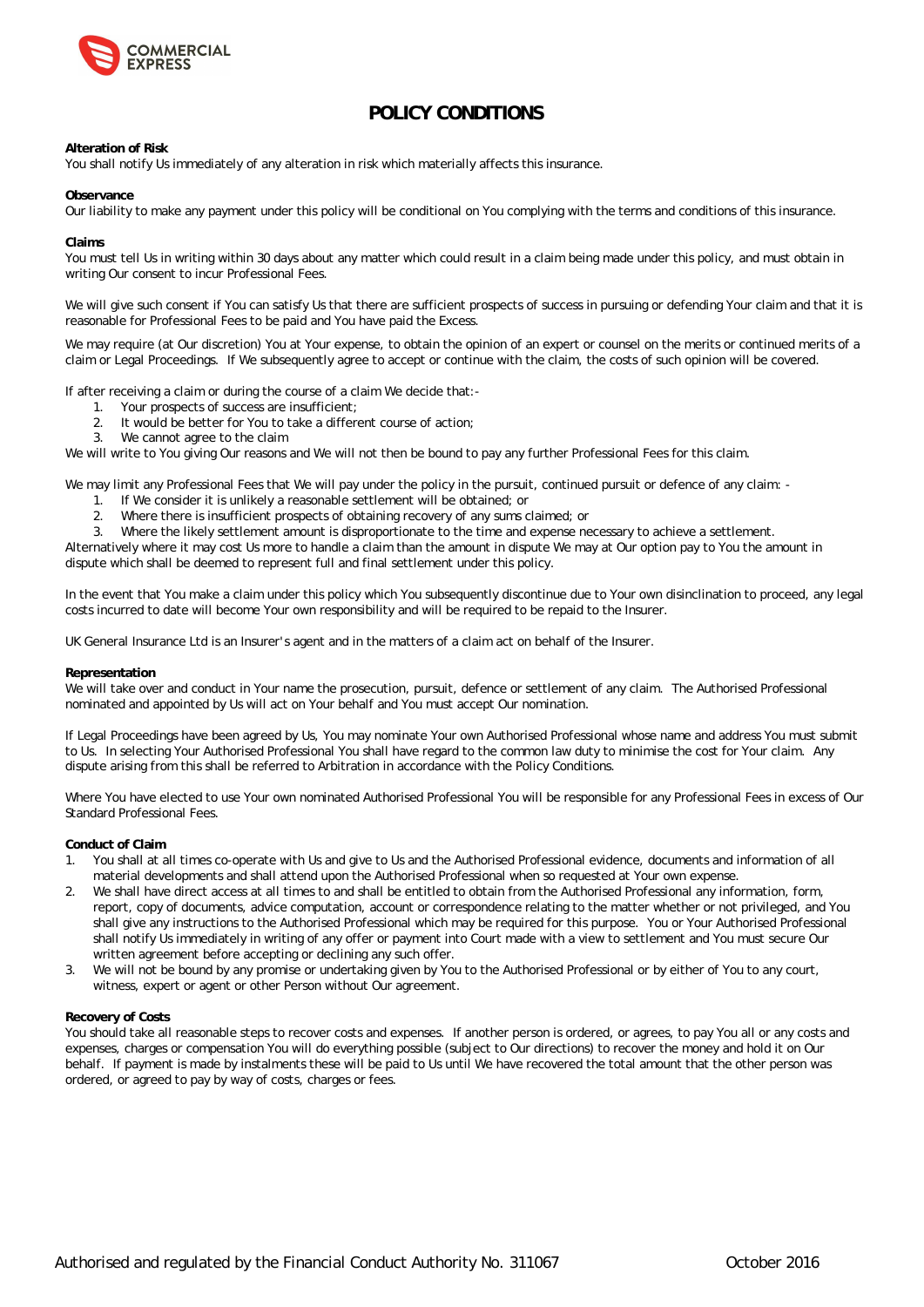# POLICY CONDITIONS

**Alteration of Risk**
You shall notify Us immediately of any alteration in risk which materially affects this insurance.

**Observance**
Our liability to make any payment under this policy will be conditional on You complying with the terms and conditions of this insurance.

**Claims**
You must tell Us in writing within 30 days about any matter which could result in a claim being made under this policy, and must obtain in writing Our consent to incur Professional Fees.

We will give such consent if You can satisfy Us that there are sufficient prospects of success in pursuing or defending Your claim and that it is reasonable for Professional Fees to be paid and You have paid the Excess.

We may require (at Our discretion) You at Your expense, to obtain the opinion of an expert or counsel on the merits or continued merits of a claim or Legal Proceedings. If We subsequently agree to accept or continue with the claim, the costs of such opinion will be covered.

If after receiving a claim or during the course of a claim We decide that:-

1. Your prospects of success are insufficient;
2. It would be better for You to take a different course of action;
3. We cannot agree to the claim

We will write to You giving Our reasons and We will not then be bound to pay any further Professional Fees for this claim.

We may limit any Professional Fees that We will pay under the policy in the pursuit, continued pursuit or defence of any claim: -

1. If We consider it is unlikely a reasonable settlement will be obtained; or
2. Where there is insufficient prospects of obtaining recovery of any sums claimed; or
3. Where the likely settlement amount is disproportionate to the time and expense necessary to achieve a settlement.

Alternatively where it may cost Us more to handle a claim than the amount in dispute We may at Our option pay to You the amount in dispute which shall be deemed to represent full and final settlement under this policy.

In the event that You make a claim under this policy which You subsequently discontinue due to Your own disinclination to proceed, any legal costs incurred to date will become Your own responsibility and will be required to be repaid to the Insurer.

UK General Insurance Ltd is an Insurer's agent and in the matters of a claim act on behalf of the Insurer.

**Representation**
We will take over and conduct in Your name the prosecution, pursuit, defence or settlement of any claim. The Authorised Professional nominated and appointed by Us will act on Your behalf and You must accept Our nomination.

If Legal Proceedings have been agreed by Us, You may nominate Your own Authorised Professional whose name and address You must submit to Us. In selecting Your Authorised Professional You shall have regard to the common law duty to minimise the cost for Your claim. Any dispute arising from this shall be referred to Arbitration in accordance with the Policy Conditions.

Where You have elected to use Your own nominated Authorised Professional You will be responsible for any Professional Fees in excess of Our Standard Professional Fees.

**Conduct of Claim**

1. You shall at all times co-operate with Us and give to Us and the Authorised Professional evidence, documents and information of all material developments and shall attend upon the Authorised Professional when so requested at Your own expense.
2. We shall have direct access at all times to and shall be entitled to obtain from the Authorised Professional any information, form, report, copy of documents, advice computation, account or correspondence relating to the matter whether or not privileged, and You shall give any instructions to the Authorised Professional which may be required for this purpose. You or Your Authorised Professional shall notify Us immediately in writing of any offer or payment into Court made with a view to settlement and You must secure Our written agreement before accepting or declining any such offer.
3. We will not be bound by any promise or undertaking given by You to the Authorised Professional or by either of You to any court, witness, expert or agent or other Person without Our agreement.

**Recovery of Costs**
You should take all reasonable steps to recover costs and expenses. If another person is ordered, or agrees, to pay You all or any costs and expenses, charges or compensation You will do everything possible (subject to Our directions) to recover the money and hold it on Our behalf. If payment is made by instalments these will be paid to Us until We have recovered the total amount that the other person was ordered, or agreed to pay by way of costs, charges or fees.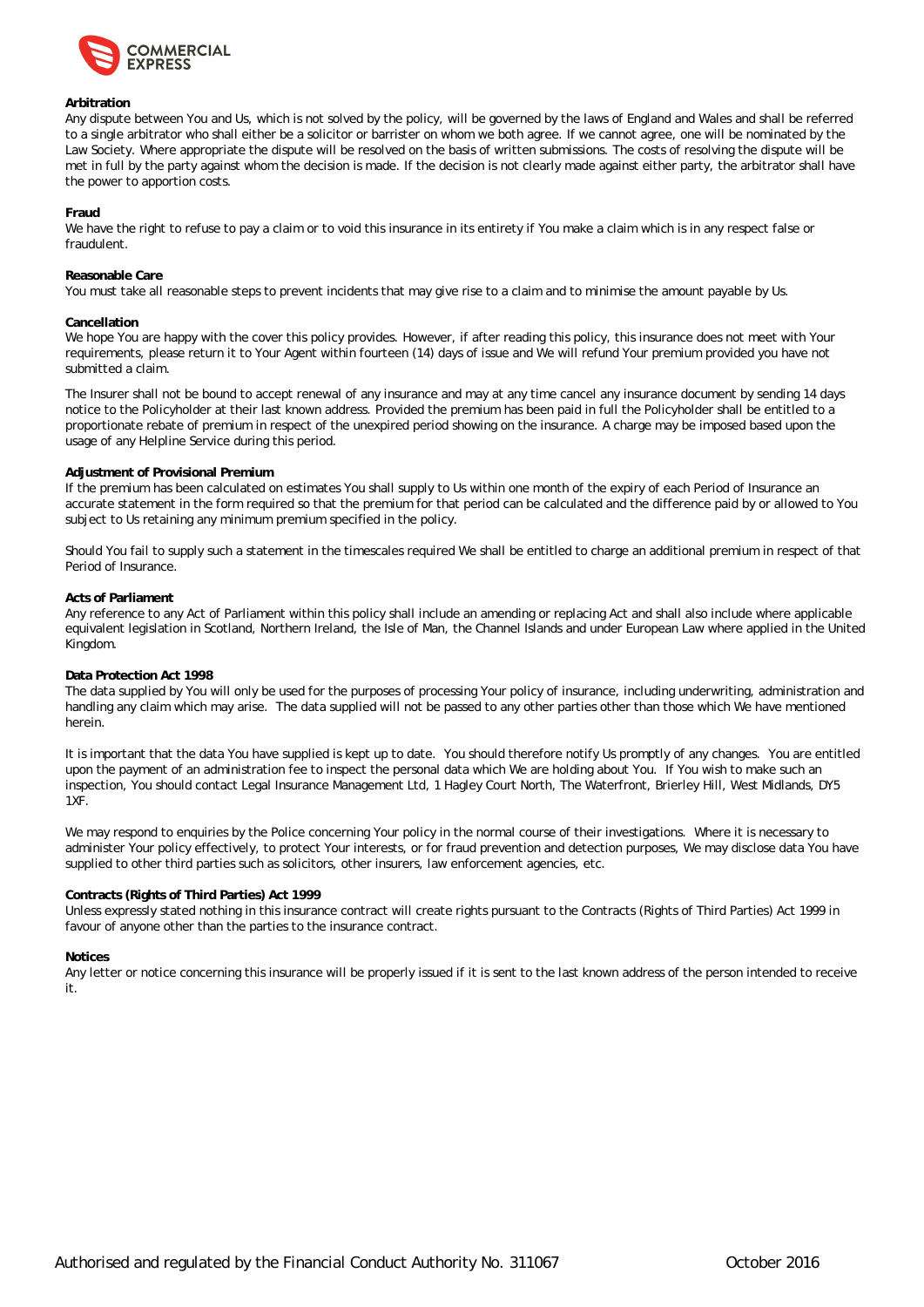**Arbitration**
Any dispute between You and Us, which is not solved by the policy, will be governed by the laws of England and Wales and shall be referred to a single arbitrator who shall either be a solicitor or barrister on whom we both agree. If we cannot agree, one will be nominated by the Law Society. Where appropriate the dispute will be resolved on the basis of written submissions. The costs of resolving the dispute will be met in full by the party against whom the decision is made. If the decision is not clearly made against either party, the arbitrator shall have the power to apportion costs.

**Fraud**
We have the right to refuse to pay a claim or to void this insurance in its entirety if You make a claim which is in any respect false or fraudulent.

**Reasonable Care**
You must take all reasonable steps to prevent incidents that may give rise to a claim and to minimise the amount payable by Us.

**Cancellation**
We hope You are happy with the cover this policy provides. However, if after reading this policy, this insurance does not meet with Your requirements, please return it to Your Agent within fourteen (14) days of issue and We will refund Your premium provided you have not submitted a claim.

The Insurer shall not be bound to accept renewal of any insurance and may at any time cancel any insurance document by sending 14 days notice to the Policyholder at their last known address. Provided the premium has been paid in full the Policyholder shall be entitled to a proportionate rebate of premium in respect of the unexpired period showing on the insurance. A charge may be imposed based upon the usage of any Helpline Service during this period.

**Adjustment of Provisional Premium**
If the premium has been calculated on estimates You shall supply to Us within one month of the expiry of each Period of Insurance an accurate statement in the form required so that the premium for that period can be calculated and the difference paid by or allowed to You subject to Us retaining any minimum premium specified in the policy.

Should You fail to supply such a statement in the timescales required We shall be entitled to charge an additional premium in respect of that Period of Insurance.

**Acts of Parliament**
Any reference to any Act of Parliament within this policy shall include an amending or replacing Act and shall also include where applicable equivalent legislation in Scotland, Northern Ireland, the Isle of Man, the Channel Islands and under European Law where applied in the United Kingdom.

**Data Protection Act 1998**
The data supplied by You will only be used for the purposes of processing Your policy of insurance, including underwriting, administration and handling any claim which may arise. The data supplied will not be passed to any other parties other than those which We have mentioned herein.

It is important that the data You have supplied is kept up to date. You should therefore notify Us promptly of any changes. You are entitled upon the payment of an administration fee to inspect the personal data which We are holding about You. If You wish to make such an inspection, You should contact Legal Insurance Management Ltd, 1 Hagley Court North, The Waterfront, Brierley Hill, West Midlands, DY5 1XF.

We may respond to enquiries by the Police concerning Your policy in the normal course of their investigations. Where it is necessary to administer Your policy effectively, to protect Your interests, or for fraud prevention and detection purposes, We may disclose data You have supplied to other third parties such as solicitors, other insurers, law enforcement agencies, etc.

**Contracts (Rights of Third Parties) Act 1999**
Unless expressly stated nothing in this insurance contract will create rights pursuant to the Contracts (Rights of Third Parties) Act 1999 in favour of anyone other than the parties to the insurance contract.

**Notices**
Any letter or notice concerning this insurance will be properly issued if it is sent to the last known address of the person intended to receive it.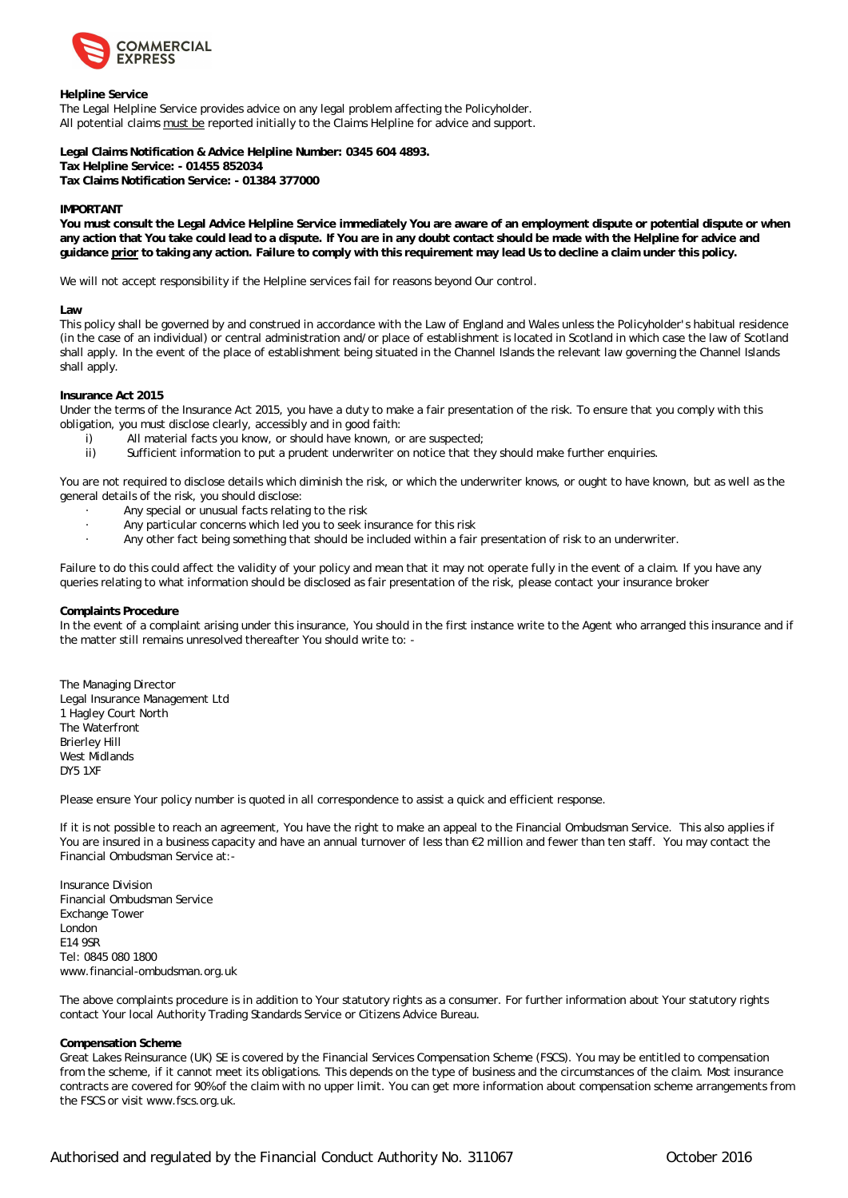**Helpline Service**

The Legal Helpline Service provides advice on any legal problem affecting the Policyholder.
All potential claims must be reported initially to the Claims Helpline for advice and support.

**Legal Claims Notification & Advice Helpline Number: 0345 604 4893.**
**Tax Helpline Service: - 01455 852034**
**Tax Claims Notification Service: - 01384 377000**

**IMPORTANT**

**You must consult the Legal Advice Helpline Service immediately You are aware of an employment dispute or potential dispute or when any action that You take could lead to a dispute. If You are in any doubt contact should be made with the Helpline for advice and guidance prior to taking any action. Failure to comply with this requirement may lead Us to decline a claim under this policy.**

We will not accept responsibility if the Helpline services fail for reasons beyond Our control.

**Law**

This policy shall be governed by and construed in accordance with the Law of England and Wales unless the Policyholder's habitual residence (in the case of an individual) or central administration and/or place of establishment is located in Scotland in which case the law of Scotland shall apply. In the event of the place of establishment being situated in the Channel Islands the relevant law governing the Channel Islands shall apply.

**Insurance Act 2015**

Under the terms of the Insurance Act 2015, you have a duty to make a fair presentation of the risk. To ensure that you comply with this obligation, you must disclose clearly, accessibly and in good faith:

i) All material facts you know, or should have known, or are suspected;
ii) Sufficient information to put a prudent underwriter on notice that they should make further enquiries.

You are not required to disclose details which diminish the risk, or which the underwriter knows, or ought to have known, but as well as the general details of the risk, you should disclose:

- Any special or unusual facts relating to the risk
- Any particular concerns which led you to seek insurance for this risk
- Any other fact being something that should be included within a fair presentation of risk to an underwriter.

Failure to do this could affect the validity of your policy and mean that it may not operate fully in the event of a claim. If you have any queries relating to what information should be disclosed as fair presentation of the risk, please contact your insurance broker

**Complaints Procedure**

In the event of a complaint arising under this insurance, You should in the first instance write to the Agent who arranged this insurance and if the matter still remains unresolved thereafter You should write to: -

The Managing Director
Legal Insurance Management Ltd
1 Hagley Court North
The Waterfront
Brierley Hill
West Midlands
DY5 1XF

Please ensure Your policy number is quoted in all correspondence to assist a quick and efficient response.

If it is not possible to reach an agreement, You have the right to make an appeal to the Financial Ombudsman Service. This also applies if You are insured in a business capacity and have an annual turnover of less than €2 million and fewer than ten staff. You may contact the Financial Ombudsman Service at:-

Insurance Division
Financial Ombudsman Service
Exchange Tower
London
E14 9SR
Tel: 0845 080 1800
www.financial-ombudsman.org.uk

The above complaints procedure is in addition to Your statutory rights as a consumer. For further information about Your statutory rights contact Your local Authority Trading Standards Service or Citizens Advice Bureau.

**Compensation Scheme**

Great Lakes Reinsurance (UK) SE is covered by the Financial Services Compensation Scheme (FSCS). You may be entitled to compensation from the scheme, if it cannot meet its obligations. This depends on the type of business and the circumstances of the claim. Most insurance contracts are covered for 90% of the claim with no upper limit. You can get more information about compensation scheme arrangements from the FSCS or visit www.fscs.org.uk.

Authorised and regulated by the Financial Conduct Authority No. 311067 October 2016